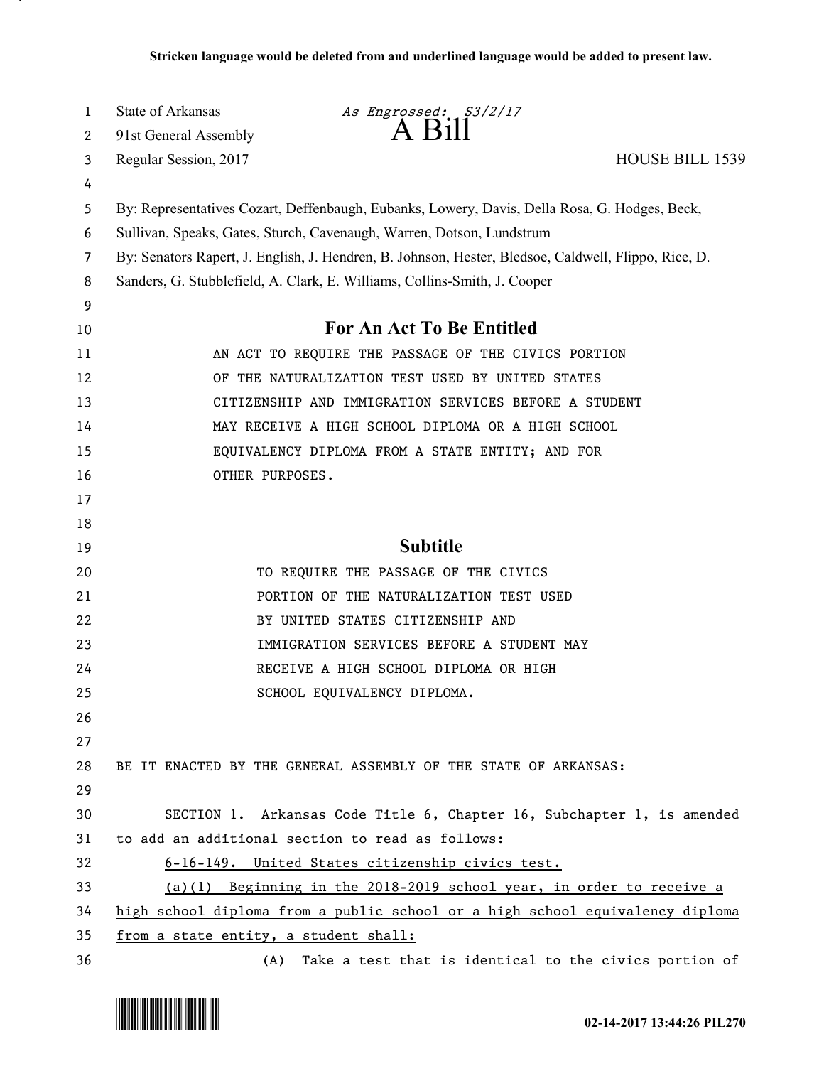**Stricken language would be deleted from and underlined language would be added to present law.**

State of Arkansas *As Engrossed: S3/2/17*
91st General Assembly **A Bill**
Regular Session, 2017 HOUSE BILL 1539

By: Representatives Cozart, Deffenbaugh, Eubanks, Lowery, Davis, Della Rosa, G. Hodges, Beck, Sullivan, Speaks, Gates, Sturch, Cavenaugh, Warren, Dotson, Lundstrum
By: Senators Rapert, J. English, J. Hendren, B. Johnson, Hester, Bledsoe, Caldwell, Flippo, Rice, D. Sanders, G. Stubblefield, A. Clark, E. Williams, Collins-Smith, J. Cooper

## For An Act To Be Entitled

AN ACT TO REQUIRE THE PASSAGE OF THE CIVICS PORTION OF THE NATURALIZATION TEST USED BY UNITED STATES CITIZENSHIP AND IMMIGRATION SERVICES BEFORE A STUDENT MAY RECEIVE A HIGH SCHOOL DIPLOMA OR A HIGH SCHOOL EQUIVALENCY DIPLOMA FROM A STATE ENTITY; AND FOR OTHER PURPOSES.

## Subtitle

TO REQUIRE THE PASSAGE OF THE CIVICS PORTION OF THE NATURALIZATION TEST USED BY UNITED STATES CITIZENSHIP AND IMMIGRATION SERVICES BEFORE A STUDENT MAY RECEIVE A HIGH SCHOOL DIPLOMA OR HIGH SCHOOL EQUIVALENCY DIPLOMA.

BE IT ENACTED BY THE GENERAL ASSEMBLY OF THE STATE OF ARKANSAS:

SECTION 1. Arkansas Code Title 6, Chapter 16, Subchapter 1, is amended to add an additional section to read as follows:

<u>6-16-149. United States citizenship civics test.</u>

<u>(a)(1) Beginning in the 2018-2019 school year, in order to receive a high school diploma from a public school or a high school equivalency diploma from a state entity, a student shall:</u>

<u>(A) Take a test that is identical to the civics portion of</u>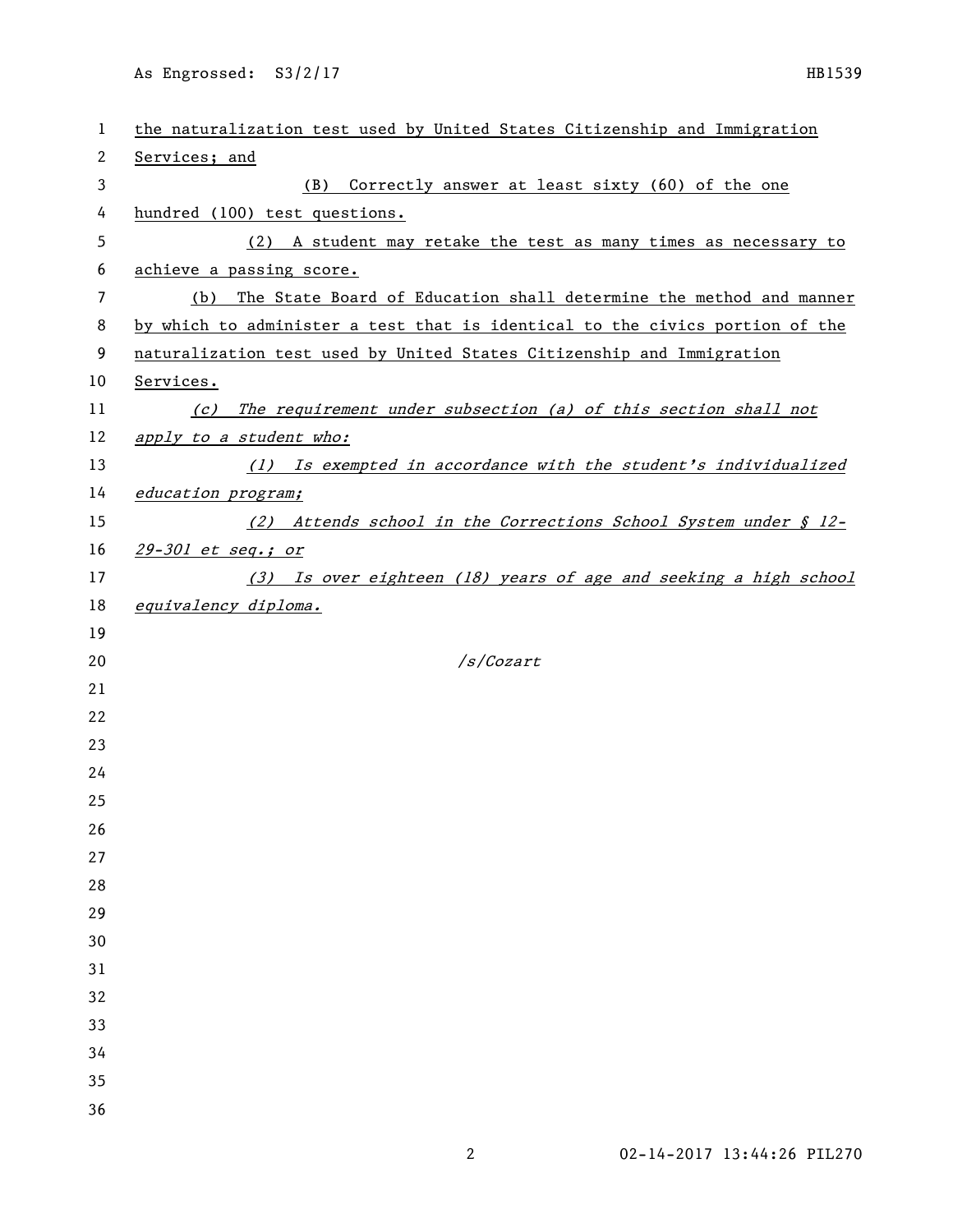the naturalization test used by United States Citizenship and Immigration Services; and

(B) Correctly answer at least sixty (60) of the one hundred (100) test questions.

(2) A student may retake the test as many times as necessary to achieve a passing score.

(b) The State Board of Education shall determine the method and manner by which to administer a test that is identical to the civics portion of the naturalization test used by United States Citizenship and Immigration Services.

*(c) The requirement under subsection (a) of this section shall not apply to a student who:*

*(1) Is exempted in accordance with the student's individualized education program;*

*(2) Attends school in the Corrections School System under § 12-29-301 et seq.; or*

*(3) Is over eighteen (18) years of age and seeking a high school equivalency diploma.*

*/s/Cozart*